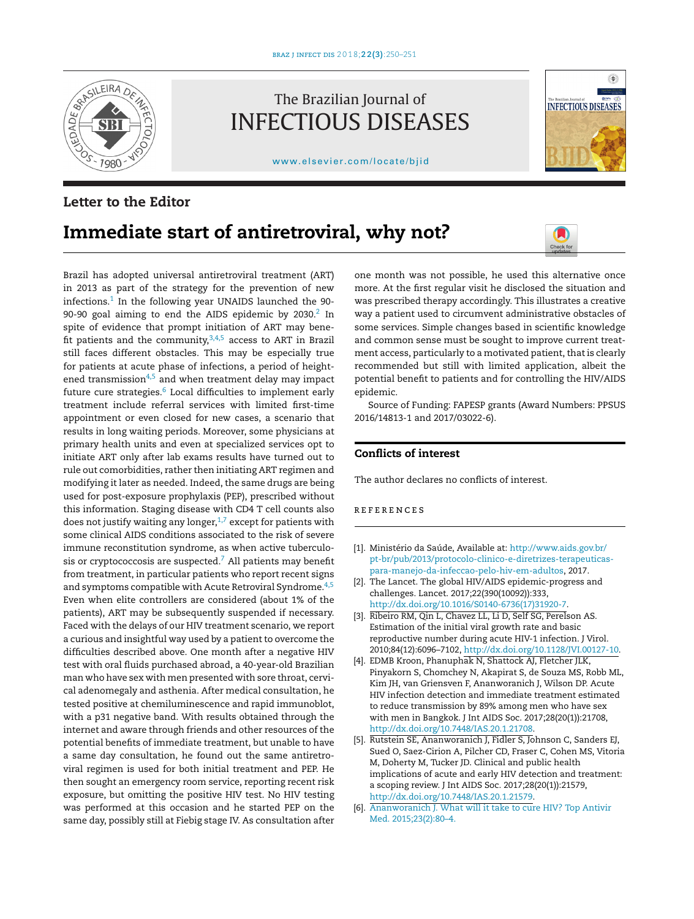Letter to the Editor

# Immediate start of antiretroviral, why not?

Brazil has adopted universal antiretroviral treatment (ART) in 2013 as part of the strategy for the prevention of new infections.[1] In the following year UNAIDS launched the 90-90-90 goal aiming to end the AIDS epidemic by 2030.[2] In spite of evidence that prompt initiation of ART may benefit patients and the community,[3,4,5] access to ART in Brazil still faces different obstacles. This may be especially true for patients at acute phase of infections, a period of heightened transmission[4,5] and when treatment delay may impact future cure strategies.[6] Local difficulties to implement early treatment include referral services with limited first-time appointment or even closed for new cases, a scenario that results in long waiting periods. Moreover, some physicians at primary health units and even at specialized services opt to initiate ART only after lab exams results have turned out to rule out comorbidities, rather then initiating ART regimen and modifying it later as needed. Indeed, the same drugs are being used for post-exposure prophylaxis (PEP), prescribed without this information. Staging disease with CD4 T cell counts also does not justify waiting any longer,[1,7] except for patients with some clinical AIDS conditions associated to the risk of severe immune reconstitution syndrome, as when active tuberculosis or cryptococcosis are suspected.[7] All patients may benefit from treatment, in particular patients who report recent signs and symptoms compatible with Acute Retroviral Syndrome.[4,5] Even when elite controllers are considered (about 1% of the patients), ART may be subsequently suspended if necessary. Faced with the delays of our HIV treatment scenario, we report a curious and insightful way used by a patient to overcome the difficulties described above. One month after a negative HIV test with oral fluids purchased abroad, a 40-year-old Brazilian man who have sex with men presented with sore throat, cervical adenomegaly and asthenia. After medical consultation, he tested positive at chemiluminescence and rapid immunoblot, with a p31 negative band. With results obtained through the internet and aware through friends and other resources of the potential benefits of immediate treatment, but unable to have a same day consultation, he found out the same antiretroviral regimen is used for both initial treatment and PEP. He then sought an emergency room service, reporting recent risk exposure, but omitting the positive HIV test. No HIV testing was performed at this occasion and he started PEP on the same day, possibly still at Fiebig stage IV. As consultation after one month was not possible, he used this alternative once more. At the first regular visit he disclosed the situation and was prescribed therapy accordingly. This illustrates a creative way a patient used to circumvent administrative obstacles of some services. Simple changes based in scientific knowledge and common sense must be sought to improve current treatment access, particularly to a motivated patient, that is clearly recommended but still with limited application, albeit the potential benefit to patients and for controlling the HIV/AIDS epidemic.

Source of Funding: FAPESP grants (Award Numbers: PPSUS 2016/14813-1 and 2017/03022-6).

## Conflicts of interest

The author declares no conflicts of interest.

## REFERENCES

[1]. Ministério da Saúde, Available at: http://www.aids.gov.br/pt-br/pub/2013/protocolo-clinico-e-diretrizes-terapeuticas-para-manejo-da-infeccao-pelo-hiv-em-adultos, 2017.

[2]. The Lancet. The global HIV/AIDS epidemic-progress and challenges. Lancet. 2017;22(390(10092)):333, http://dx.doi.org/10.1016/S0140-6736(17)31920-7.

[3]. Ribeiro RM, Qin L, Chavez LL, Li D, Self SG, Perelson AS. Estimation of the initial viral growth rate and basic reproductive number during acute HIV-1 infection. J Virol. 2010;84(12):6096–7102, http://dx.doi.org/10.1128/JVI.00127-10.

[4]. EDMB Kroon, Phanuphak N, Shattock AJ, Fletcher JLK, Pinyakorn S, Chomchey N, Akapirat S, de Souza MS, Robb ML, Kim JH, van Griensven F, Ananworanich J, Wilson DP. Acute HIV infection detection and immediate treatment estimated to reduce transmission by 89% among men who have sex with men in Bangkok. J Int AIDS Soc. 2017;28(20(1)):21708, http://dx.doi.org/10.7448/IAS.20.1.21708.

[5]. Rutstein SE, Ananworanich J, Fidler S, Johnson C, Sanders EJ, Sued O, Saez-Cirion A, Pilcher CD, Fraser C, Cohen MS, Vitoria M, Doherty M, Tucker JD. Clinical and public health implications of acute and early HIV detection and treatment: a scoping review. J Int AIDS Soc. 2017;28(20(1)):21579, http://dx.doi.org/10.7448/IAS.20.1.21579.

[6]. Ananworanich J. What will it take to cure HIV? Top Antivir Med. 2015;23(2):80–4.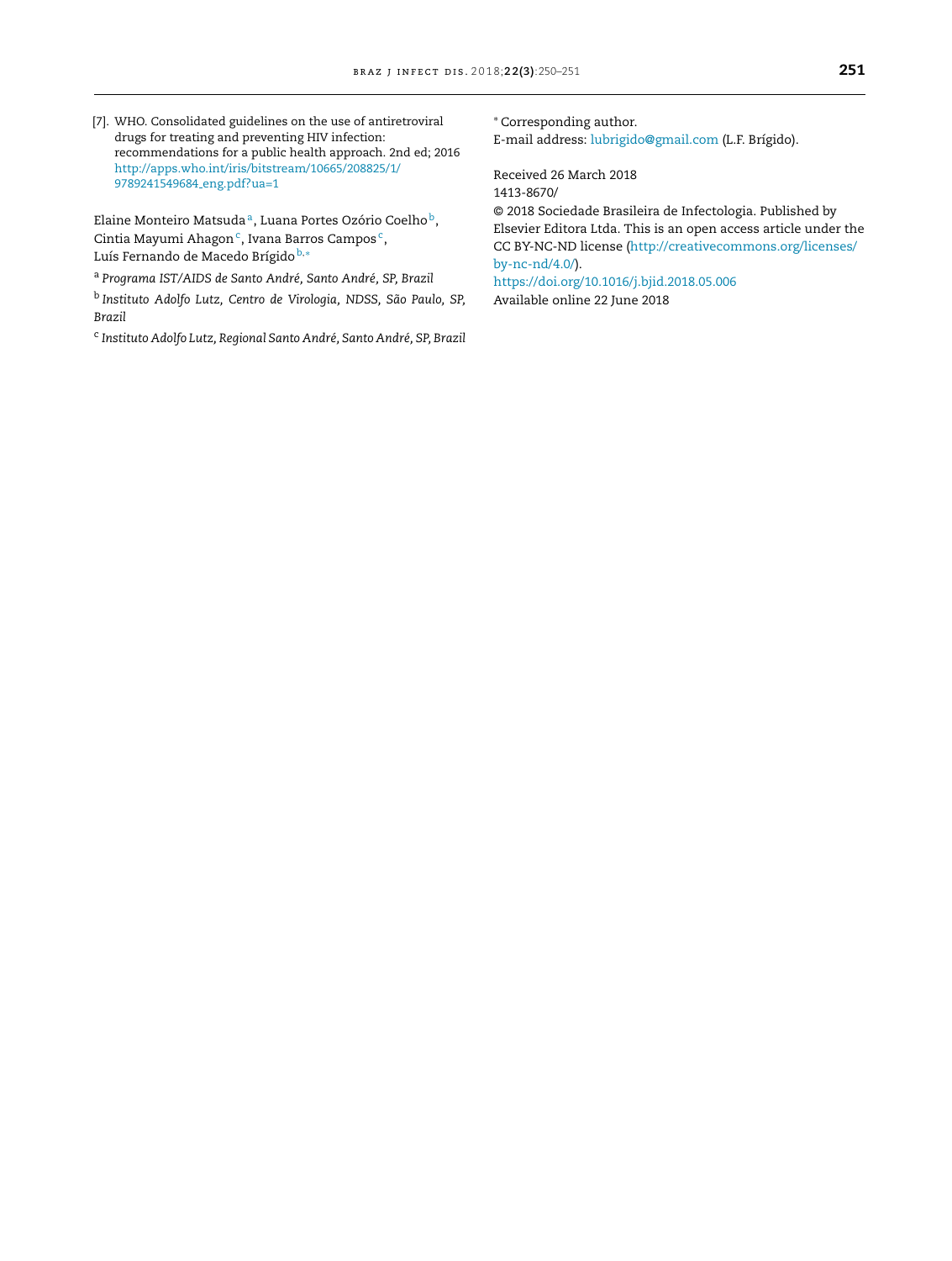[7]. WHO. Consolidated guidelines on the use of antiretroviral drugs for treating and preventing HIV infection: recommendations for a public health approach. 2nd ed; 2016 http://apps.who.int/iris/bitstream/10665/208825/1/9789241549684_eng.pdf?ua=1

Elaine Monteiro Matsuda[a], Luana Portes Ozório Coelho[b], Cintia Mayumi Ahagon[c], Ivana Barros Campos[c], Luís Fernando de Macedo Brígido[b,*]

[a] *Programa IST/AIDS de Santo André, Santo André, SP, Brazil*

[b] *Instituto Adolfo Lutz, Centro de Virologia, NDSS, São Paulo, SP, Brazil*

[c] *Instituto Adolfo Lutz, Regional Santo André, Santo André, SP, Brazil*

[*] Corresponding author.
E-mail address: lubrigido@gmail.com (L.F. Brígido).

Received 26 March 2018

1413-8670/

© 2018 Sociedade Brasileira de Infectologia. Published by Elsevier Editora Ltda. This is an open access article under the CC BY-NC-ND license (http://creativecommons.org/licenses/by-nc-nd/4.0/).

https://doi.org/10.1016/j.bjid.2018.05.006

Available online 22 June 2018